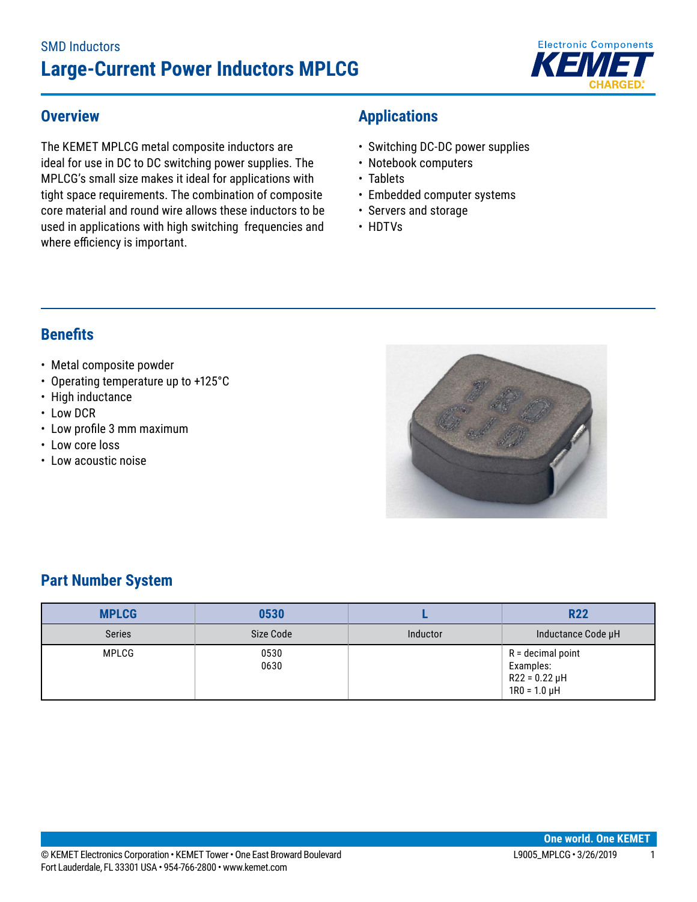SMD Inductors

# Large-Current Power Inductors MPLCG

## Overview

The KEMET MPLCG metal composite inductors are ideal for use in DC to DC switching power supplies. The MPLCG's small size makes it ideal for applications with tight space requirements. The combination of composite core material and round wire allows these inductors to be used in applications with high switching frequencies and where efficiency is important.

## Applications

- Switching DC-DC power supplies
- Notebook computers
- Tablets
- Embedded computer systems
- Servers and storage
- HDTVs

## Benefits

- Metal composite powder
- Operating temperature up to +125°C
- High inductance
- Low DCR
- Low profile 3 mm maximum
- Low core loss
- Low acoustic noise

## Part Number System

| MPLCG | 0530 | L | R22 |
|---|---|---|---|
| Series | Size Code | Inductor | Inductance Code µH |
| MPLCG | 0530<br>0630 | | R = decimal point<br>Examples:<br>R22 = 0.22 µH<br>1R0 = 1.0 µH |

© KEMET Electronics Corporation • KEMET Tower • One East Broward Boulevard
Fort Lauderdale, FL 33301 USA • 954-766-2800 • www.kemet.com

L9005_MPLCG • 3/26/2019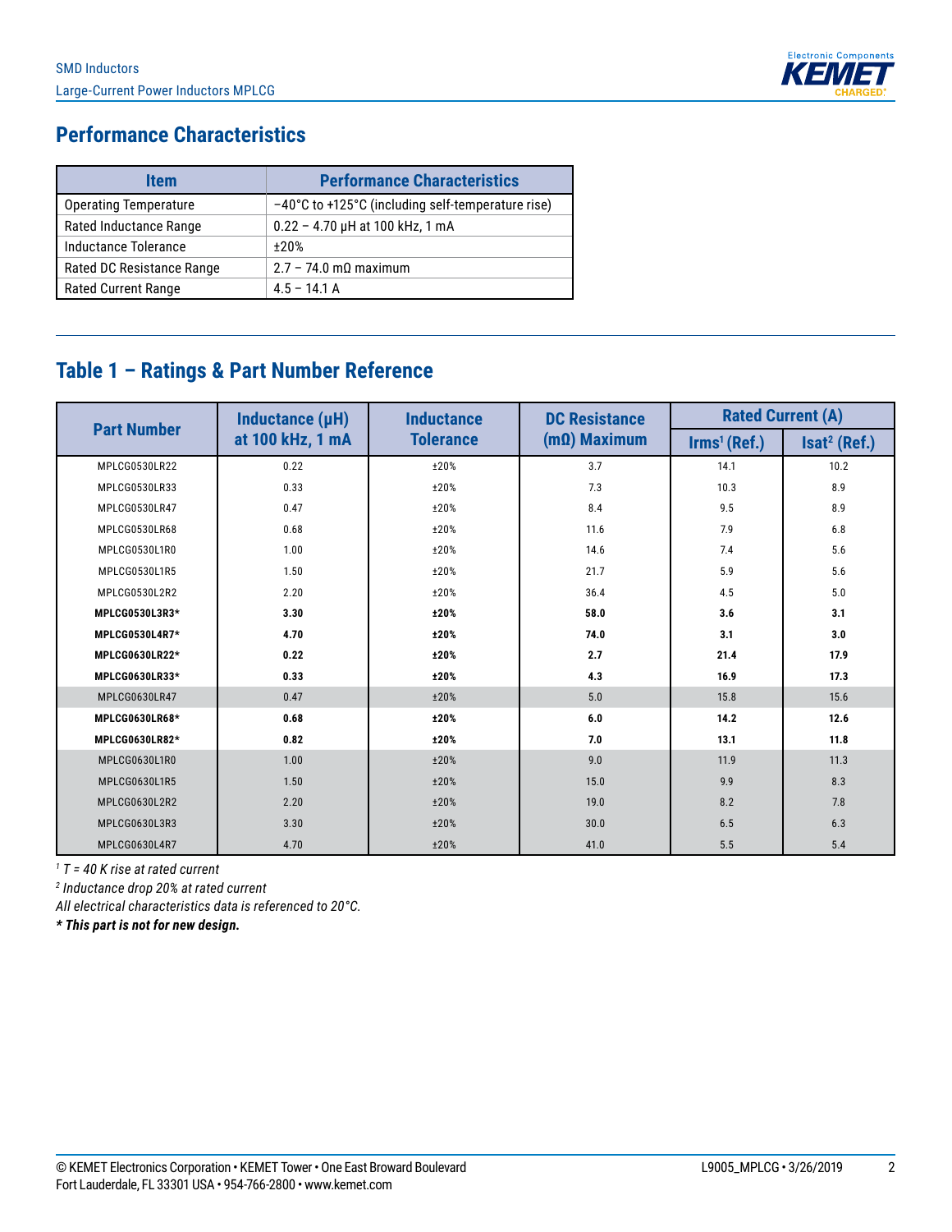## Performance Characteristics

| Item | Performance Characteristics |
|---|---|
| Operating Temperature | −40°C to +125°C (including self-temperature rise) |
| Rated Inductance Range | 0.22 – 4.70 µH at 100 kHz, 1 mA |
| Inductance Tolerance | ±20% |
| Rated DC Resistance Range | 2.7 – 74.0 mΩ maximum |
| Rated Current Range | 4.5 – 14.1 A |

## Table 1 – Ratings & Part Number Reference

| Part Number | Inductance (µH) at 100 kHz, 1 mA | Inductance Tolerance | DC Resistance (mΩ) Maximum | Rated Current (A) | |
|---|---|---|---|---|---|
| | | | | Irms[1] (Ref.) | Isat[2] (Ref.) |
| MPLCG0530LR22 | 0.22 | ±20% | 3.7 | 14.1 | 10.2 |
| MPLCG0530LR33 | 0.33 | ±20% | 7.3 | 10.3 | 8.9 |
| MPLCG0530LR47 | 0.47 | ±20% | 8.4 | 9.5 | 8.9 |
| MPLCG0530LR68 | 0.68 | ±20% | 11.6 | 7.9 | 6.8 |
| MPLCG0530L1R0 | 1.00 | ±20% | 14.6 | 7.4 | 5.6 |
| MPLCG0530L1R5 | 1.50 | ±20% | 21.7 | 5.9 | 5.6 |
| MPLCG0530L2R2 | 2.20 | ±20% | 36.4 | 4.5 | 5.0 |
| **MPLCG0530L3R3*** | **3.30** | **±20%** | **58.0** | **3.6** | **3.1** |
| **MPLCG0530L4R7*** | **4.70** | **±20%** | **74.0** | **3.1** | **3.0** |
| **MPLCG0630LR22*** | **0.22** | **±20%** | **2.7** | **21.4** | **17.9** |
| **MPLCG0630LR33*** | **0.33** | **±20%** | **4.3** | **16.9** | **17.3** |
| MPLCG0630LR47 | 0.47 | ±20% | 5.0 | 15.8 | 15.6 |
| **MPLCG0630LR68*** | **0.68** | **±20%** | **6.0** | **14.2** | **12.6** |
| **MPLCG0630LR82*** | **0.82** | **±20%** | **7.0** | **13.1** | **11.8** |
| MPLCG0630L1R0 | 1.00 | ±20% | 9.0 | 11.9 | 11.3 |
| MPLCG0630L1R5 | 1.50 | ±20% | 15.0 | 9.9 | 8.3 |
| MPLCG0630L2R2 | 2.20 | ±20% | 19.0 | 8.2 | 7.8 |
| MPLCG0630L3R3 | 3.30 | ±20% | 30.0 | 6.5 | 6.3 |
| MPLCG0630L4R7 | 4.70 | ±20% | 41.0 | 5.5 | 5.4 |

[1] *T = 40 K rise at rated current*

[2] *Inductance drop 20% at rated current*

*All electrical characteristics data is referenced to 20°C.*

***** This part is not for new design.***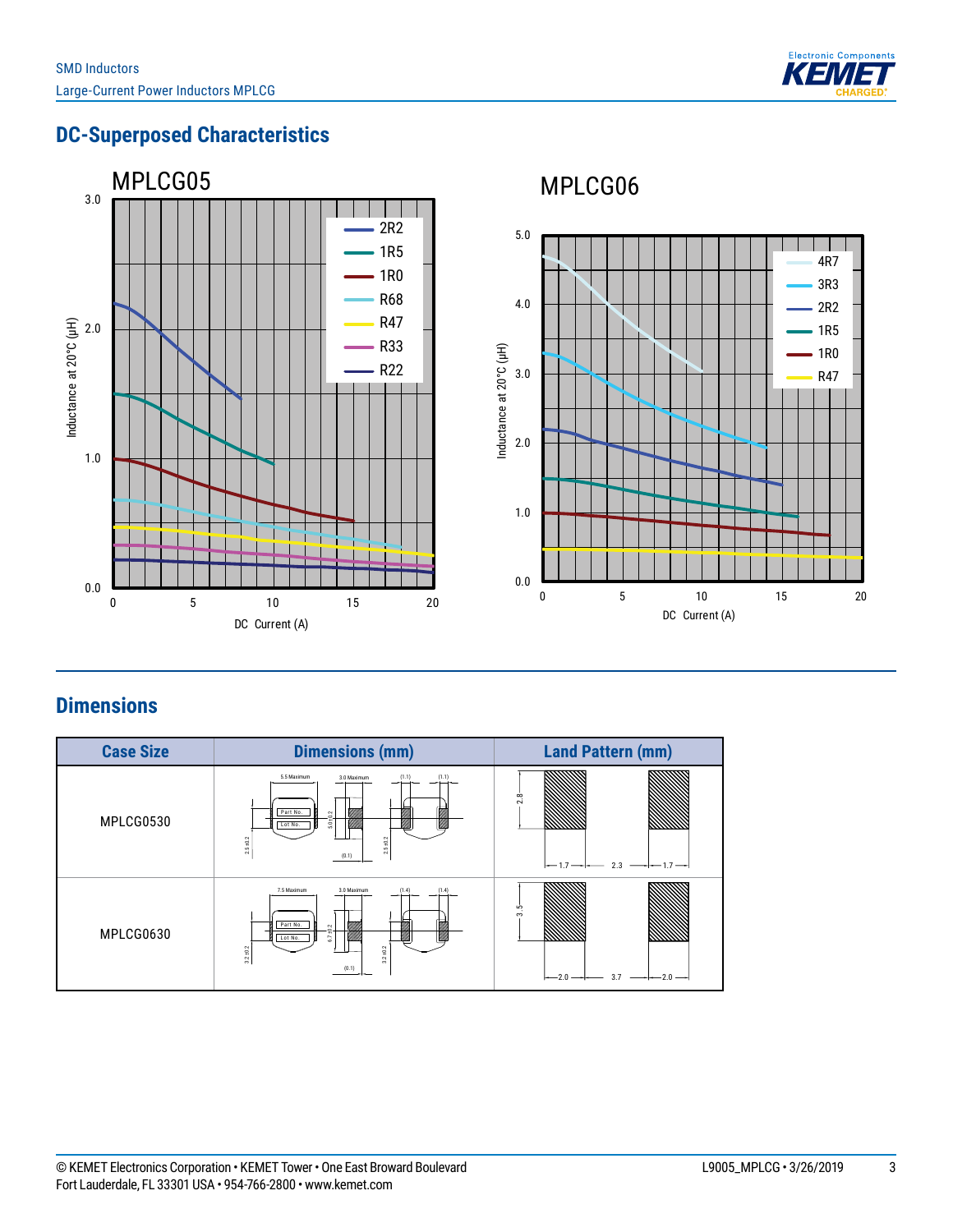## DC-Superposed Characteristics

MPLCG05

Inductance at 20°C (µH) vs. DC Current (A)

Legend: 2R2, 1R5, 1R0, R68, R47, R33, R22

MPLCG06

Inductance at 20°C (µH) vs. DC Current (A)

Legend: 4R7, 3R3, 2R2, 1R5, 1R0, R47

## Dimensions

| Case Size | Dimensions (mm) | Land Pattern (mm) |
|---|---|---|
| MPLCG0530 | 5.5 Maximum, 3.0 Maximum, (1.1), (1.1), 5.0 ±0.2, 2.5 ±0.2, 2.5 ±0.2, (0.1), Part No., Lot No. | 2.8, 1.7, 2.3, 1.7 |
| MPLCG0630 | 7.5 Maximum, 3.0 Maximum, (1.4), (1.4), 6.7 ±0.2, 3.2 ±0.2, 3.2 ±0.2, (0.1), Part No., Lot No. | 3.5, 2.0, 3.7, 2.0 |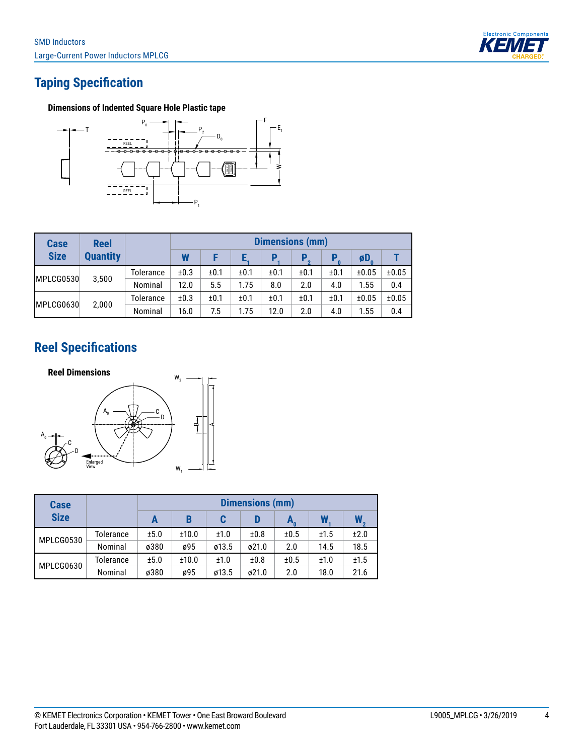## Taping Specification

**Dimensions of Indented Square Hole Plastic tape**

| Case Size | Reel Quantity | | Dimensions (mm) | | | | | | | |
|---|---|---|---|---|---|---|---|---|---|---|
| | | | W | F | $E_1$ | $P_1$ | $P_2$ | $P_0$ | $øD_0$ | T |
| MPLCG0530 | 3,500 | Tolerance | ±0.3 | ±0.1 | ±0.1 | ±0.1 | ±0.1 | ±0.1 | ±0.05 | ±0.05 |
| | | Nominal | 12.0 | 5.5 | 1.75 | 8.0 | 2.0 | 4.0 | 1.55 | 0.4 |
| MPLCG0630 | 2,000 | Tolerance | ±0.3 | ±0.1 | ±0.1 | ±0.1 | ±0.1 | ±0.1 | ±0.05 | ±0.05 |
| | | Nominal | 16.0 | 7.5 | 1.75 | 12.0 | 2.0 | 4.0 | 1.55 | 0.4 |

## Reel Specifications

**Reel Dimensions**

| Case Size | | Dimensions (mm) | | | | | | |
|---|---|---|---|---|---|---|---|---|
| | | A | B | C | D | $A_0$ | $W_1$ | $W_2$ |
| MPLCG0530 | Tolerance | ±5.0 | ±10.0 | ±1.0 | ±0.8 | ±0.5 | ±1.5 | ±2.0 |
| | Nominal | ø380 | ø95 | ø13.5 | ø21.0 | 2.0 | 14.5 | 18.5 |
| MPLCG0630 | Tolerance | ±5.0 | ±10.0 | ±1.0 | ±0.8 | ±0.5 | ±1.0 | ±1.5 |
| | Nominal | ø380 | ø95 | ø13.5 | ø21.0 | 2.0 | 18.0 | 21.6 |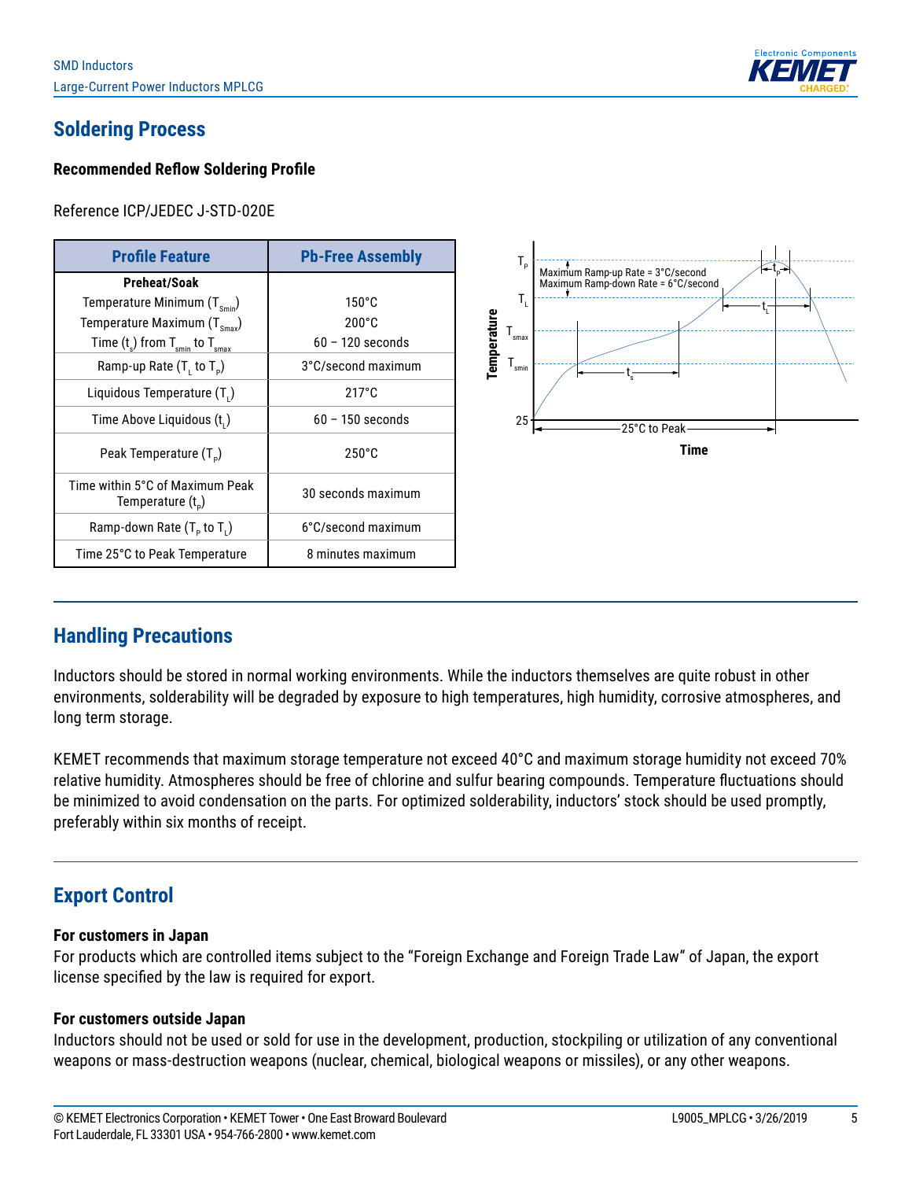## Soldering Process

### Recommended Reflow Soldering Profile

Reference ICP/JEDEC J-STD-020E

| Profile Feature | Pb-Free Assembly |
|---|---|
| **Preheat/Soak**<br>Temperature Minimum ($T_{Smin}$)<br>Temperature Maximum ($T_{Smax}$)<br>Time ($t_s$) from $T_{smin}$ to $T_{smax}$ | <br>150°C<br>200°C<br>60 – 120 seconds |
| Ramp-up Rate ($T_L$ to $T_P$) | 3°C/second maximum |
| Liquidous Temperature ($T_L$) | 217°C |
| Time Above Liquidous ($t_L$) | 60 – 150 seconds |
| Peak Temperature ($T_P$) | 250°C |
| Time within 5°C of Maximum Peak Temperature ($t_P$) | 30 seconds maximum |
| Ramp-down Rate ($T_P$ to $T_L$) | 6°C/second maximum |
| Time 25°C to Peak Temperature | 8 minutes maximum |

## Handling Precautions

Inductors should be stored in normal working environments. While the inductors themselves are quite robust in other environments, solderability will be degraded by exposure to high temperatures, high humidity, corrosive atmospheres, and long term storage.

KEMET recommends that maximum storage temperature not exceed 40°C and maximum storage humidity not exceed 70% relative humidity. Atmospheres should be free of chlorine and sulfur bearing compounds. Temperature fluctuations should be minimized to avoid condensation on the parts. For optimized solderability, inductors' stock should be used promptly, preferably within six months of receipt.

## Export Control

**For customers in Japan**

For products which are controlled items subject to the "Foreign Exchange and Foreign Trade Law" of Japan, the export license specified by the law is required for export.

**For customers outside Japan**

Inductors should not be used or sold for use in the development, production, stockpiling or utilization of any conventional weapons or mass-destruction weapons (nuclear, chemical, biological weapons or missiles), or any other weapons.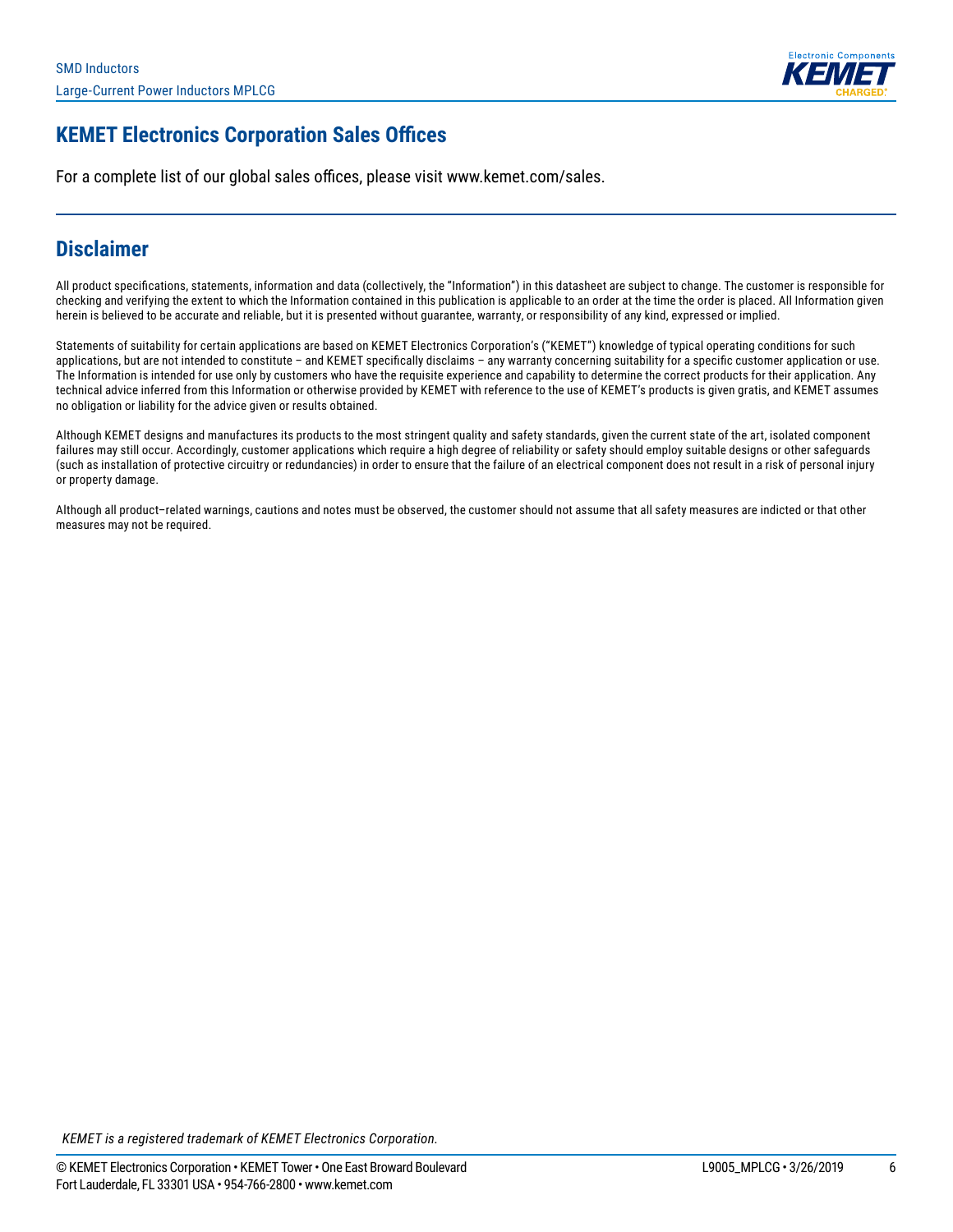## KEMET Electronics Corporation Sales Offices

For a complete list of our global sales offices, please visit www.kemet.com/sales.

## Disclaimer

All product specifications, statements, information and data (collectively, the "Information") in this datasheet are subject to change. The customer is responsible for checking and verifying the extent to which the Information contained in this publication is applicable to an order at the time the order is placed. All Information given herein is believed to be accurate and reliable, but it is presented without guarantee, warranty, or responsibility of any kind, expressed or implied.

Statements of suitability for certain applications are based on KEMET Electronics Corporation's ("KEMET") knowledge of typical operating conditions for such applications, but are not intended to constitute – and KEMET specifically disclaims – any warranty concerning suitability for a specific customer application or use. The Information is intended for use only by customers who have the requisite experience and capability to determine the correct products for their application. Any technical advice inferred from this Information or otherwise provided by KEMET with reference to the use of KEMET's products is given gratis, and KEMET assumes no obligation or liability for the advice given or results obtained.

Although KEMET designs and manufactures its products to the most stringent quality and safety standards, given the current state of the art, isolated component failures may still occur. Accordingly, customer applications which require a high degree of reliability or safety should employ suitable designs or other safeguards (such as installation of protective circuitry or redundancies) in order to ensure that the failure of an electrical component does not result in a risk of personal injury or property damage.

Although all product–related warnings, cautions and notes must be observed, the customer should not assume that all safety measures are indicted or that other measures may not be required.

*KEMET is a registered trademark of KEMET Electronics Corporation.*